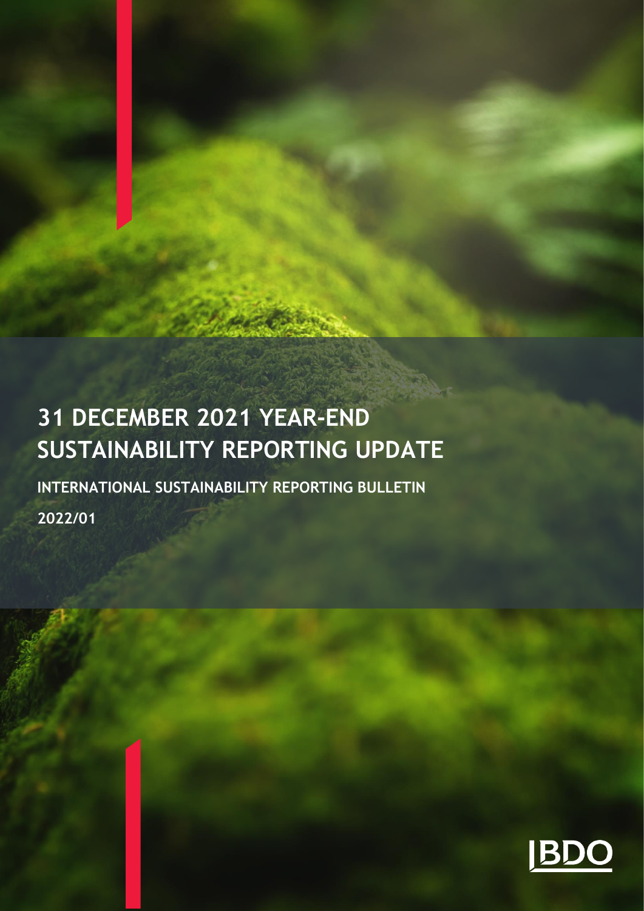# 31 DECEMBER 2021 YEAR-END SUSTAINABILITY REPORTING UPDATE

**INTERNATIONAL SUSTAINABILITY REPORTING BULLETIN**

**2022/01**

BDO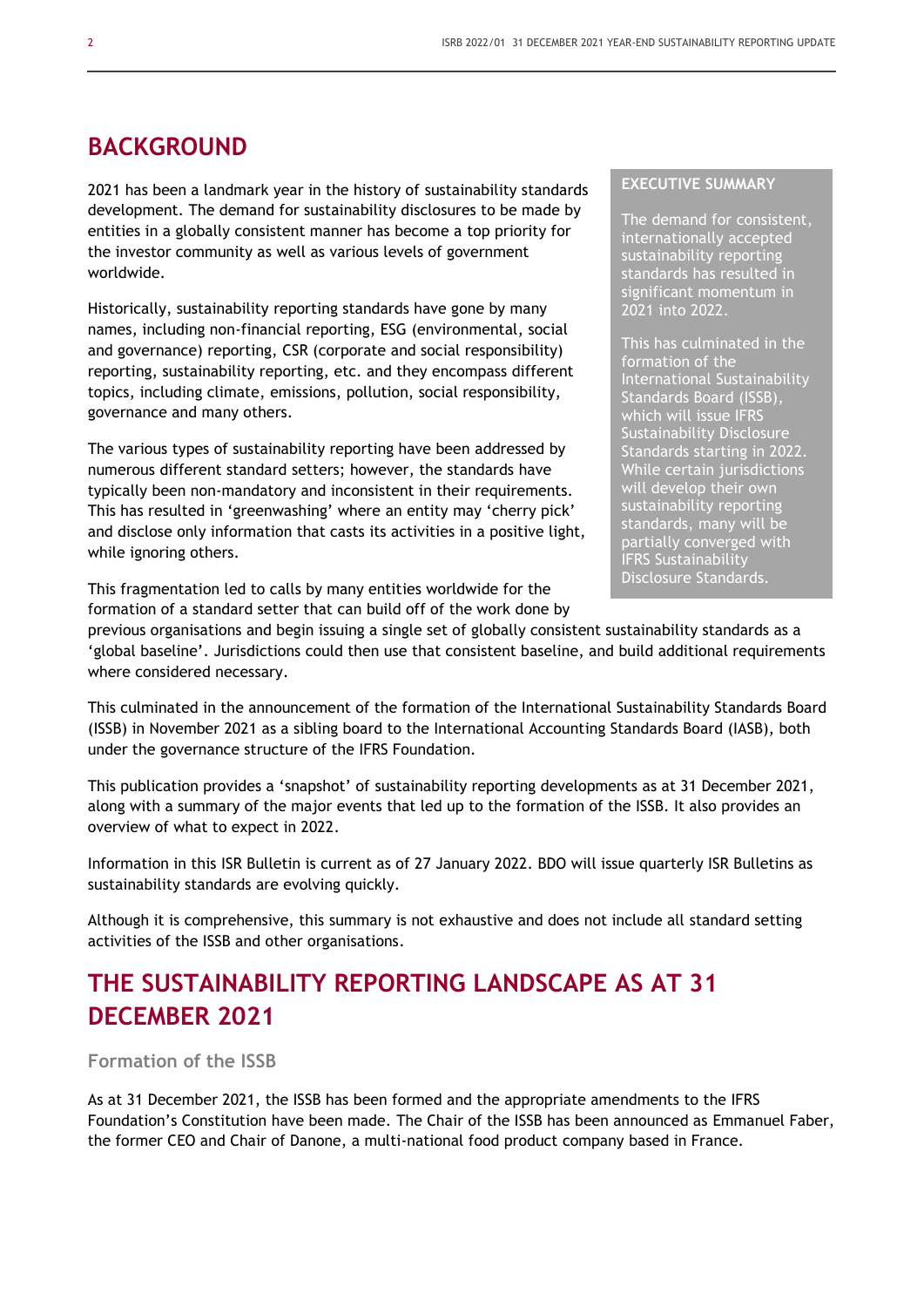## BACKGROUND

2021 has been a landmark year in the history of sustainability standards development. The demand for sustainability disclosures to be made by entities in a globally consistent manner has become a top priority for the investor community as well as various levels of government worldwide.

Historically, sustainability reporting standards have gone by many names, including non-financial reporting, ESG (environmental, social and governance) reporting, CSR (corporate and social responsibility) reporting, sustainability reporting, etc. and they encompass different topics, including climate, emissions, pollution, social responsibility, governance and many others.

The various types of sustainability reporting have been addressed by numerous different standard setters; however, the standards have typically been non-mandatory and inconsistent in their requirements. This has resulted in 'greenwashing' where an entity may 'cherry pick' and disclose only information that casts its activities in a positive light, while ignoring others.

This fragmentation led to calls by many entities worldwide for the formation of a standard setter that can build off of the work done by previous organisations and begin issuing a single set of globally consistent sustainability standards as a 'global baseline'. Jurisdictions could then use that consistent baseline, and build additional requirements where considered necessary.

This culminated in the announcement of the formation of the International Sustainability Standards Board (ISSB) in November 2021 as a sibling board to the International Accounting Standards Board (IASB), both under the governance structure of the IFRS Foundation.

This publication provides a 'snapshot' of sustainability reporting developments as at 31 December 2021, along with a summary of the major events that led up to the formation of the ISSB. It also provides an overview of what to expect in 2022.

Information in this ISR Bulletin is current as of 27 January 2022. BDO will issue quarterly ISR Bulletins as sustainability standards are evolving quickly.

Although it is comprehensive, this summary is not exhaustive and does not include all standard setting activities of the ISSB and other organisations.

**EXECUTIVE SUMMARY**

The demand for consistent, internationally accepted sustainability reporting standards has resulted in significant momentum in 2021 into 2022.

This has culminated in the formation of the International Sustainability Standards Board (ISSB), which will issue IFRS Sustainability Disclosure Standards starting in 2022. While certain jurisdictions will develop their own sustainability reporting standards, many will be partially converged with IFRS Sustainability Disclosure Standards.

## THE SUSTAINABILITY REPORTING LANDSCAPE AS AT 31 DECEMBER 2021

### Formation of the ISSB

As at 31 December 2021, the ISSB has been formed and the appropriate amendments to the IFRS Foundation's Constitution have been made. The Chair of the ISSB has been announced as Emmanuel Faber, the former CEO and Chair of Danone, a multi-national food product company based in France.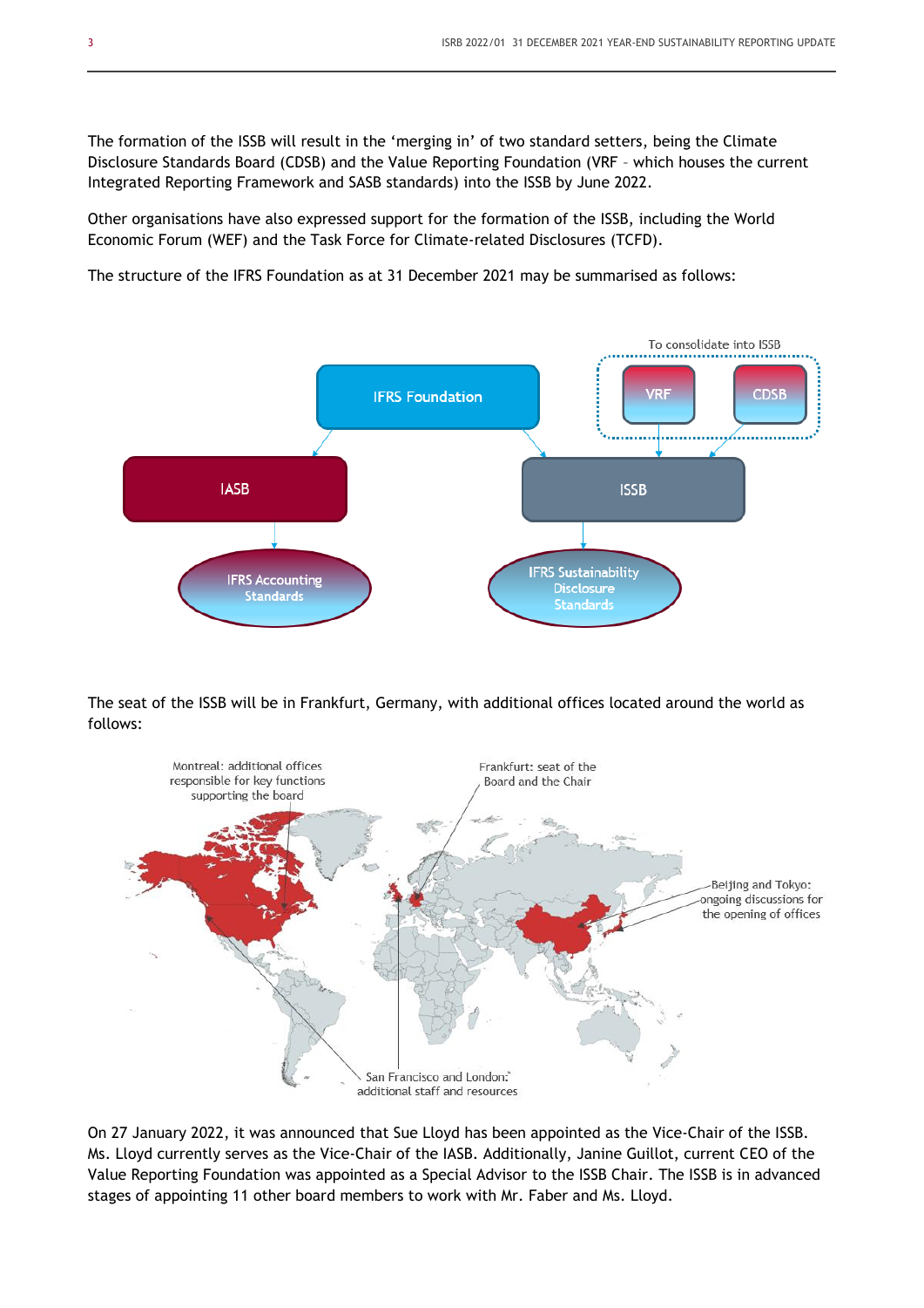The formation of the ISSB will result in the 'merging in' of two standard setters, being the Climate Disclosure Standards Board (CDSB) and the Value Reporting Foundation (VRF – which houses the current Integrated Reporting Framework and SASB standards) into the ISSB by June 2022.

Other organisations have also expressed support for the formation of the ISSB, including the World Economic Forum (WEF) and the Task Force for Climate-related Disclosures (TCFD).

The structure of the IFRS Foundation as at 31 December 2021 may be summarised as follows:

To consolidate into ISSB

VRF

CDSB

IFRS Foundation

IASB

ISSB

IFRS Accounting Standards

IFRS Sustainability Disclosure Standards

The seat of the ISSB will be in Frankfurt, Germany, with additional offices located around the world as follows:

Montreal: additional offices responsible for key functions supporting the board

Frankfurt: seat of the Board and the Chair

Beijing and Tokyo: ongoing discussions for the opening of offices

San Francisco and London: additional staff and resources

On 27 January 2022, it was announced that Sue Lloyd has been appointed as the Vice-Chair of the ISSB. Ms. Lloyd currently serves as the Vice-Chair of the IASB. Additionally, Janine Guillot, current CEO of the Value Reporting Foundation was appointed as a Special Advisor to the ISSB Chair. The ISSB is in advanced stages of appointing 11 other board members to work with Mr. Faber and Ms. Lloyd.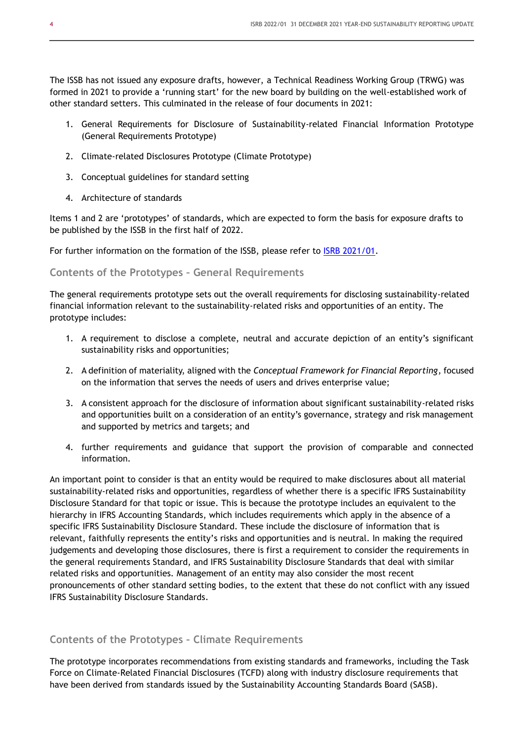The ISSB has not issued any exposure drafts, however, a Technical Readiness Working Group (TRWG) was formed in 2021 to provide a 'running start' for the new board by building on the well-established work of other standard setters. This culminated in the release of four documents in 2021:

1. General Requirements for Disclosure of Sustainability-related Financial Information Prototype (General Requirements Prototype)
2. Climate-related Disclosures Prototype (Climate Prototype)
3. Conceptual guidelines for standard setting
4. Architecture of standards

Items 1 and 2 are 'prototypes' of standards, which are expected to form the basis for exposure drafts to be published by the ISSB in the first half of 2022.

For further information on the formation of the ISSB, please refer to [ISRB 2021/01](ISRB 2021/01).

## Contents of the Prototypes – General Requirements

The general requirements prototype sets out the overall requirements for disclosing sustainability-related financial information relevant to the sustainability-related risks and opportunities of an entity. The prototype includes:

1. A requirement to disclose a complete, neutral and accurate depiction of an entity's significant sustainability risks and opportunities;
2. A definition of materiality, aligned with the *Conceptual Framework for Financial Reporting*, focused on the information that serves the needs of users and drives enterprise value;
3. A consistent approach for the disclosure of information about significant sustainability-related risks and opportunities built on a consideration of an entity's governance, strategy and risk management and supported by metrics and targets; and
4. further requirements and guidance that support the provision of comparable and connected information.

An important point to consider is that an entity would be required to make disclosures about all material sustainability-related risks and opportunities, regardless of whether there is a specific IFRS Sustainability Disclosure Standard for that topic or issue. This is because the prototype includes an equivalent to the hierarchy in IFRS Accounting Standards, which includes requirements which apply in the absence of a specific IFRS Sustainability Disclosure Standard. These include the disclosure of information that is relevant, faithfully represents the entity's risks and opportunities and is neutral. In making the required judgements and developing those disclosures, there is first a requirement to consider the requirements in the general requirements Standard, and IFRS Sustainability Disclosure Standards that deal with similar related risks and opportunities. Management of an entity may also consider the most recent pronouncements of other standard setting bodies, to the extent that these do not conflict with any issued IFRS Sustainability Disclosure Standards.

## Contents of the Prototypes – Climate Requirements

The prototype incorporates recommendations from existing standards and frameworks, including the Task Force on Climate-Related Financial Disclosures (TCFD) along with industry disclosure requirements that have been derived from standards issued by the Sustainability Accounting Standards Board (SASB).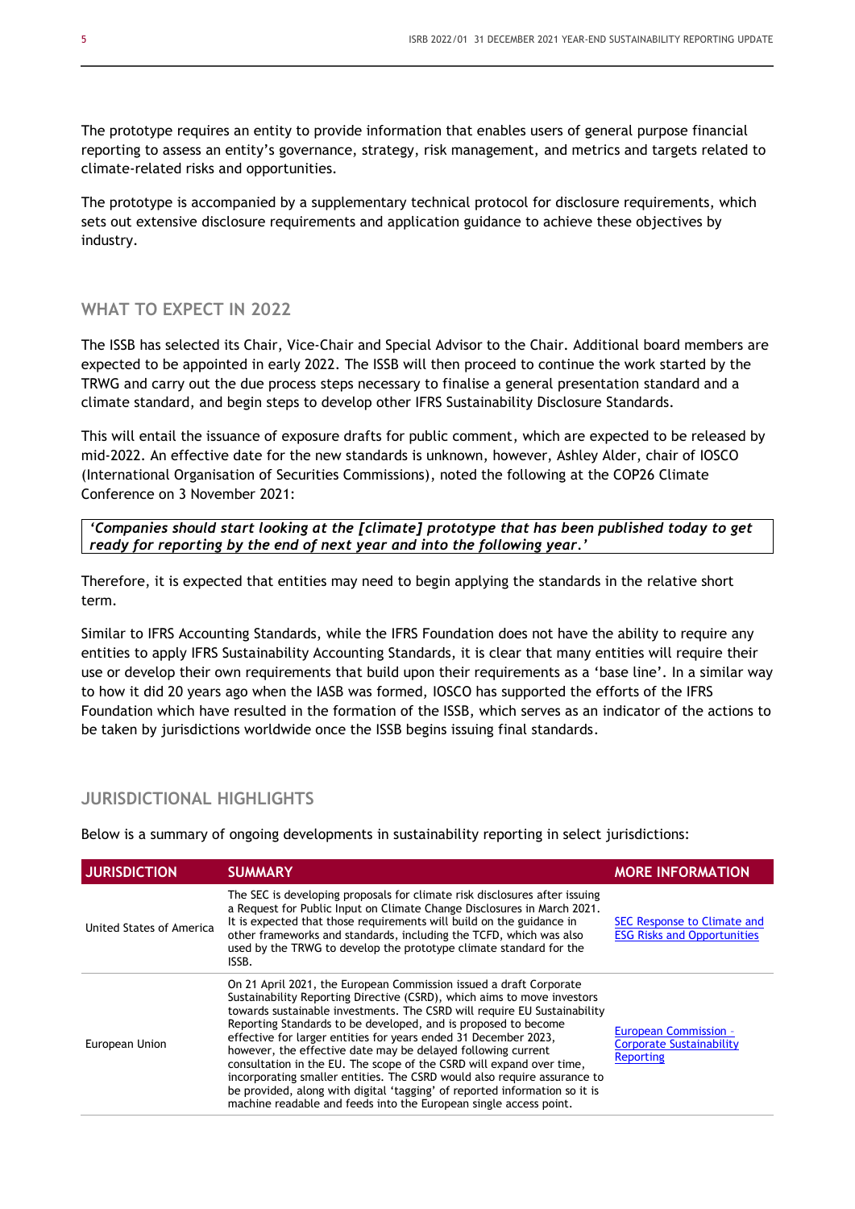The prototype requires an entity to provide information that enables users of general purpose financial reporting to assess an entity's governance, strategy, risk management, and metrics and targets related to climate-related risks and opportunities.

The prototype is accompanied by a supplementary technical protocol for disclosure requirements, which sets out extensive disclosure requirements and application guidance to achieve these objectives by industry.

## WHAT TO EXPECT IN 2022

The ISSB has selected its Chair, Vice-Chair and Special Advisor to the Chair. Additional board members are expected to be appointed in early 2022. The ISSB will then proceed to continue the work started by the TRWG and carry out the due process steps necessary to finalise a general presentation standard and a climate standard, and begin steps to develop other IFRS Sustainability Disclosure Standards.

This will entail the issuance of exposure drafts for public comment, which are expected to be released by mid-2022. An effective date for the new standards is unknown, however, Ashley Alder, chair of IOSCO (International Organisation of Securities Commissions), noted the following at the COP26 Climate Conference on 3 November 2021:

> ***'Companies should start looking at the [climate] prototype that has been published today to get ready for reporting by the end of next year and into the following year.'***

Therefore, it is expected that entities may need to begin applying the standards in the relative short term.

Similar to IFRS Accounting Standards, while the IFRS Foundation does not have the ability to require any entities to apply IFRS Sustainability Accounting Standards, it is clear that many entities will require their use or develop their own requirements that build upon their requirements as a 'base line'. In a similar way to how it did 20 years ago when the IASB was formed, IOSCO has supported the efforts of the IFRS Foundation which have resulted in the formation of the ISSB, which serves as an indicator of the actions to be taken by jurisdictions worldwide once the ISSB begins issuing final standards.

## JURISDICTIONAL HIGHLIGHTS

Below is a summary of ongoing developments in sustainability reporting in select jurisdictions:

| JURISDICTION | SUMMARY | MORE INFORMATION |
|---|---|---|
| United States of America | The SEC is developing proposals for climate risk disclosures after issuing a Request for Public Input on Climate Change Disclosures in March 2021. It is expected that those requirements will build on the guidance in other frameworks and standards, including the TCFD, which was also used by the TRWG to develop the prototype climate standard for the ISSB. | SEC Response to Climate and ESG Risks and Opportunities |
| European Union | On 21 April 2021, the European Commission issued a draft Corporate Sustainability Reporting Directive (CSRD), which aims to move investors towards sustainable investments. The CSRD will require EU Sustainability Reporting Standards to be developed, and is proposed to become effective for larger entities for years ended 31 December 2023, however, the effective date may be delayed following current consultation in the EU. The scope of the CSRD will expand over time, incorporating smaller entities. The CSRD would also require assurance to be provided, along with digital 'tagging' of reported information so it is machine readable and feeds into the European single access point. | European Commission – Corporate Sustainability Reporting |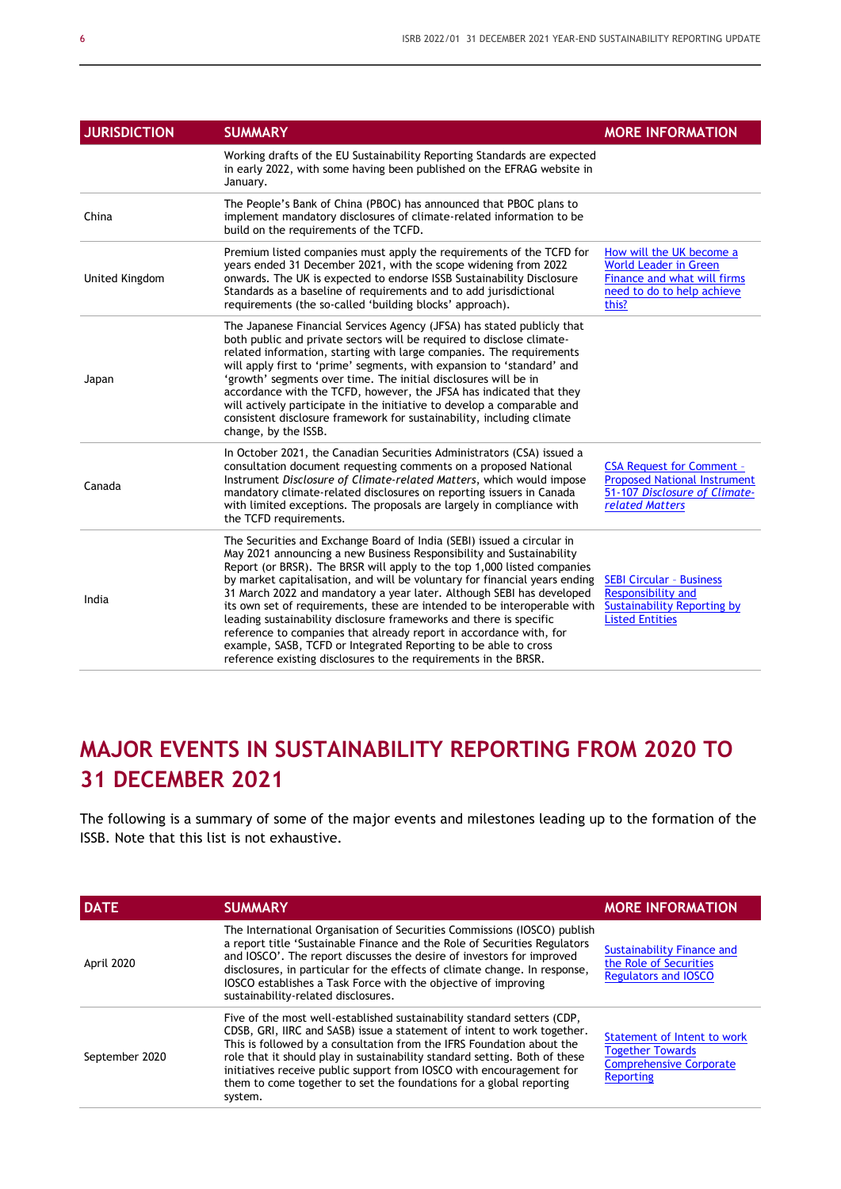| JURISDICTION | SUMMARY | MORE INFORMATION |
|---|---|---|
| | Working drafts of the EU Sustainability Reporting Standards are expected in early 2022, with some having been published on the EFRAG website in January. | |
| China | The People's Bank of China (PBOC) has announced that PBOC plans to implement mandatory disclosures of climate-related information to be build on the requirements of the TCFD. | |
| United Kingdom | Premium listed companies must apply the requirements of the TCFD for years ended 31 December 2021, with the scope widening from 2022 onwards. The UK is expected to endorse ISSB Sustainability Disclosure Standards as a baseline of requirements and to add jurisdictional requirements (the so-called 'building blocks' approach). | How will the UK become a World Leader in Green Finance and what will firms need to do to help achieve this? |
| Japan | The Japanese Financial Services Agency (JFSA) has stated publicly that both public and private sectors will be required to disclose climate-related information, starting with large companies. The requirements will apply first to 'prime' segments, with expansion to 'standard' and 'growth' segments over time. The initial disclosures will be in accordance with the TCFD, however, the JFSA has indicated that they will actively participate in the initiative to develop a comparable and consistent disclosure framework for sustainability, including climate change, by the ISSB. | |
| Canada | In October 2021, the Canadian Securities Administrators (CSA) issued a consultation document requesting comments on a proposed National Instrument *Disclosure of Climate-related Matters*, which would impose mandatory climate-related disclosures on reporting issuers in Canada with limited exceptions. The proposals are largely in compliance with the TCFD requirements. | CSA Request for Comment – Proposed National Instrument 51-107 *Disclosure of Climate-related Matters* |
| India | The Securities and Exchange Board of India (SEBI) issued a circular in May 2021 announcing a new Business Responsibility and Sustainability Report (or BRSR). The BRSR will apply to the top 1,000 listed companies by market capitalisation, and will be voluntary for financial years ending 31 March 2022 and mandatory a year later. Although SEBI has developed its own set of requirements, these are intended to be interoperable with leading sustainability disclosure frameworks and there is specific reference to companies that already report in accordance with, for example, SASB, TCFD or Integrated Reporting to be able to cross reference existing disclosures to the requirements in the BRSR. | SEBI Circular – Business Responsibility and Sustainability Reporting by Listed Entities |

# MAJOR EVENTS IN SUSTAINABILITY REPORTING FROM 2020 TO 31 DECEMBER 2021

The following is a summary of some of the major events and milestones leading up to the formation of the ISSB. Note that this list is not exhaustive.

| DATE | SUMMARY | MORE INFORMATION |
|---|---|---|
| April 2020 | The International Organisation of Securities Commissions (IOSCO) publish a report title 'Sustainable Finance and the Role of Securities Regulators and IOSCO'. The report discusses the desire of investors for improved disclosures, in particular for the effects of climate change. In response, IOSCO establishes a Task Force with the objective of improving sustainability-related disclosures. | Sustainability Finance and the Role of Securities Regulators and IOSCO |
| September 2020 | Five of the most well-established sustainability standard setters (CDP, CDSB, GRI, IIRC and SASB) issue a statement of intent to work together. This is followed by a consultation from the IFRS Foundation about the role that it should play in sustainability standard setting. Both of these initiatives receive public support from IOSCO with encouragement for them to come together to set the foundations for a global reporting system. | Statement of Intent to work Together Towards Comprehensive Corporate Reporting |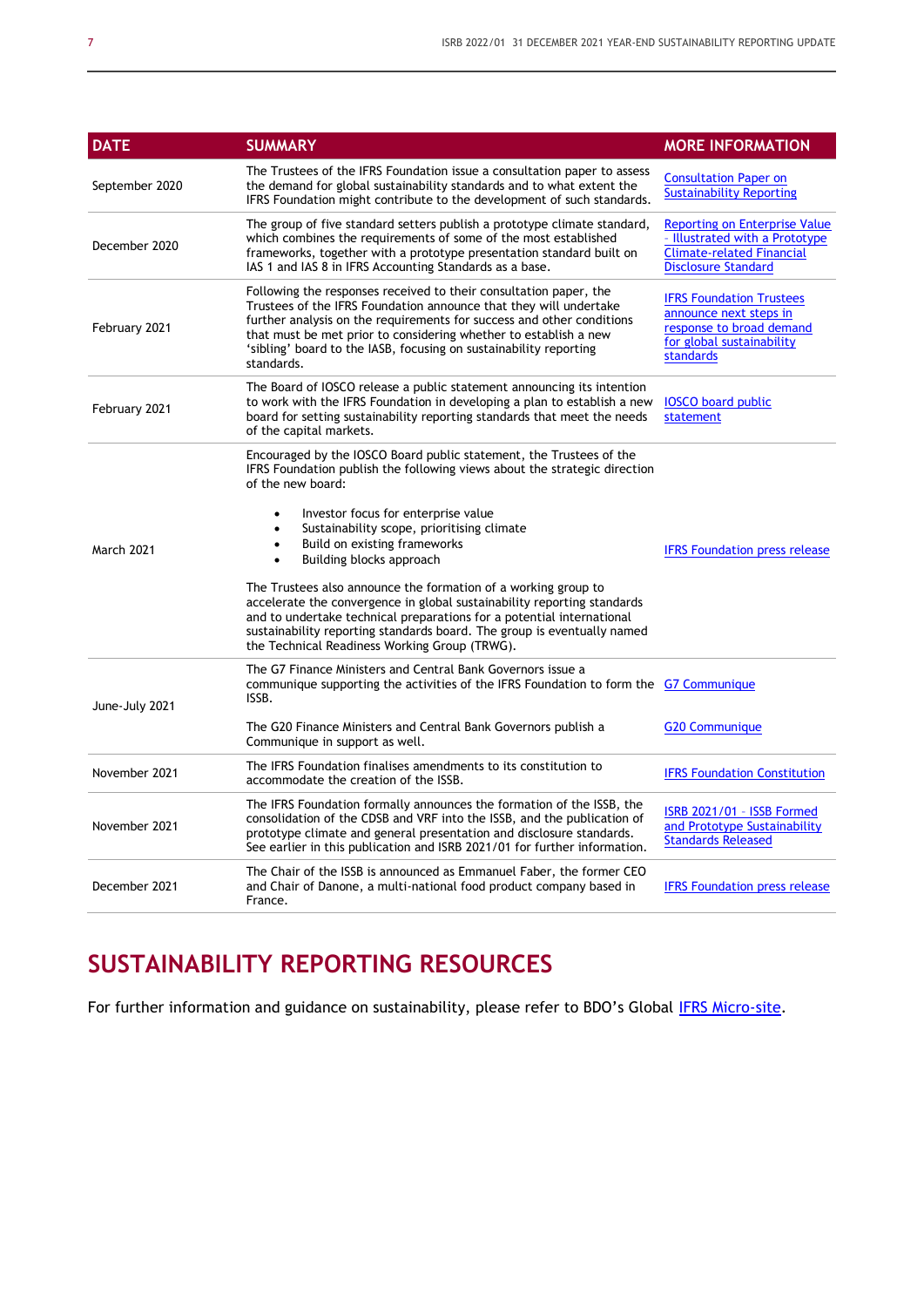| DATE | SUMMARY | MORE INFORMATION |
|---|---|---|
| September 2020 | The Trustees of the IFRS Foundation issue a consultation paper to assess the demand for global sustainability standards and to what extent the IFRS Foundation might contribute to the development of such standards. | Consultation Paper on Sustainability Reporting |
| December 2020 | The group of five standard setters publish a prototype climate standard, which combines the requirements of some of the most established frameworks, together with a prototype presentation standard built on IAS 1 and IAS 8 in IFRS Accounting Standards as a base. | Reporting on Enterprise Value - Illustrated with a Prototype Climate-related Financial Disclosure Standard |
| February 2021 | Following the responses received to their consultation paper, the Trustees of the IFRS Foundation announce that they will undertake further analysis on the requirements for success and other conditions that must be met prior to considering whether to establish a new 'sibling' board to the IASB, focusing on sustainability reporting standards. | IFRS Foundation Trustees announce next steps in response to broad demand for global sustainability standards |
| February 2021 | The Board of IOSCO release a public statement announcing its intention to work with the IFRS Foundation in developing a plan to establish a new board for setting sustainability reporting standards that meet the needs of the capital markets. | IOSCO board public statement |
| March 2021 | Encouraged by the IOSCO Board public statement, the Trustees of the IFRS Foundation publish the following views about the strategic direction of the new board:<br><br>• Investor focus for enterprise value<br>• Sustainability scope, prioritising climate<br>• Build on existing frameworks<br>• Building blocks approach<br><br>The Trustees also announce the formation of a working group to accelerate the convergence in global sustainability reporting standards and to undertake technical preparations for a potential international sustainability reporting standards board. The group is eventually named the Technical Readiness Working Group (TRWG). | IFRS Foundation press release |
| June-July 2021 | The G7 Finance Ministers and Central Bank Governors issue a communique supporting the activities of the IFRS Foundation to form the ISSB.<br><br>The G20 Finance Ministers and Central Bank Governors publish a Communique in support as well. | G7 Communique<br><br>G20 Communique |
| November 2021 | The IFRS Foundation finalises amendments to its constitution to accommodate the creation of the ISSB. | IFRS Foundation Constitution |
| November 2021 | The IFRS Foundation formally announces the formation of the ISSB, the consolidation of the CDSB and VRF into the ISSB, and the publication of prototype climate and general presentation and disclosure standards. See earlier in this publication and ISRB 2021/01 for further information. | ISRB 2021/01 - ISSB Formed and Prototype Sustainability Standards Released |
| December 2021 | The Chair of the ISSB is announced as Emmanuel Faber, the former CEO and Chair of Danone, a multi-national food product company based in France. | IFRS Foundation press release |

# SUSTAINABILITY REPORTING RESOURCES

For further information and guidance on sustainability, please refer to BDO's Global IFRS Micro-site.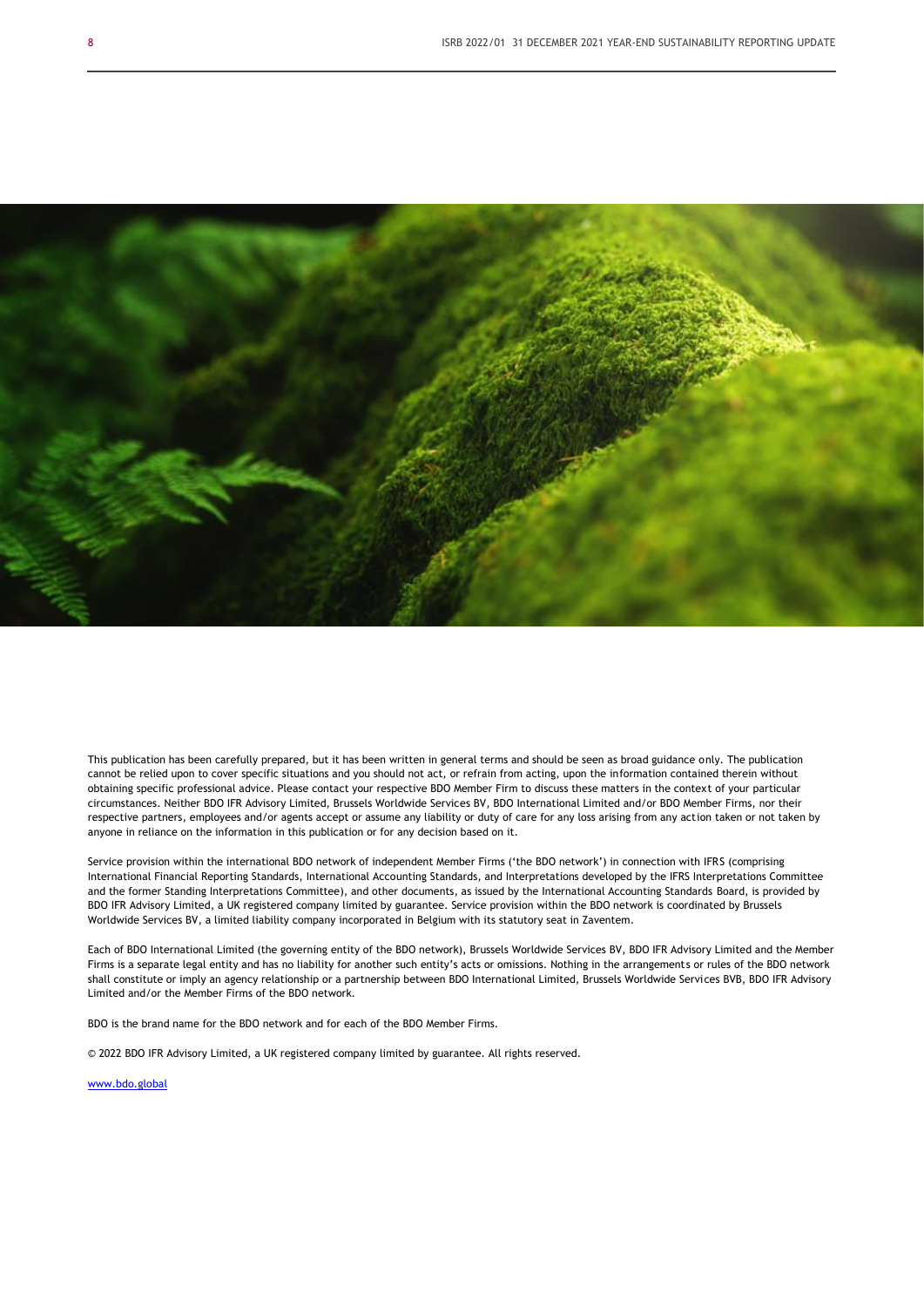This publication has been carefully prepared, but it has been written in general terms and should be seen as broad guidance only. The publication cannot be relied upon to cover specific situations and you should not act, or refrain from acting, upon the information contained therein without obtaining specific professional advice. Please contact your respective BDO Member Firm to discuss these matters in the context of your particular circumstances. Neither BDO IFR Advisory Limited, Brussels Worldwide Services BV, BDO International Limited and/or BDO Member Firms, nor their respective partners, employees and/or agents accept or assume any liability or duty of care for any loss arising from any action taken or not taken by anyone in reliance on the information in this publication or for any decision based on it.

Service provision within the international BDO network of independent Member Firms ('the BDO network') in connection with IFRS (comprising International Financial Reporting Standards, International Accounting Standards, and Interpretations developed by the IFRS Interpretations Committee and the former Standing Interpretations Committee), and other documents, as issued by the International Accounting Standards Board, is provided by BDO IFR Advisory Limited, a UK registered company limited by guarantee. Service provision within the BDO network is coordinated by Brussels Worldwide Services BV, a limited liability company incorporated in Belgium with its statutory seat in Zaventem.

Each of BDO International Limited (the governing entity of the BDO network), Brussels Worldwide Services BV, BDO IFR Advisory Limited and the Member Firms is a separate legal entity and has no liability for another such entity's acts or omissions. Nothing in the arrangements or rules of the BDO network shall constitute or imply an agency relationship or a partnership between BDO International Limited, Brussels Worldwide Services BVB, BDO IFR Advisory Limited and/or the Member Firms of the BDO network.

BDO is the brand name for the BDO network and for each of the BDO Member Firms.

© 2022 BDO IFR Advisory Limited, a UK registered company limited by guarantee. All rights reserved.

www.bdo.global